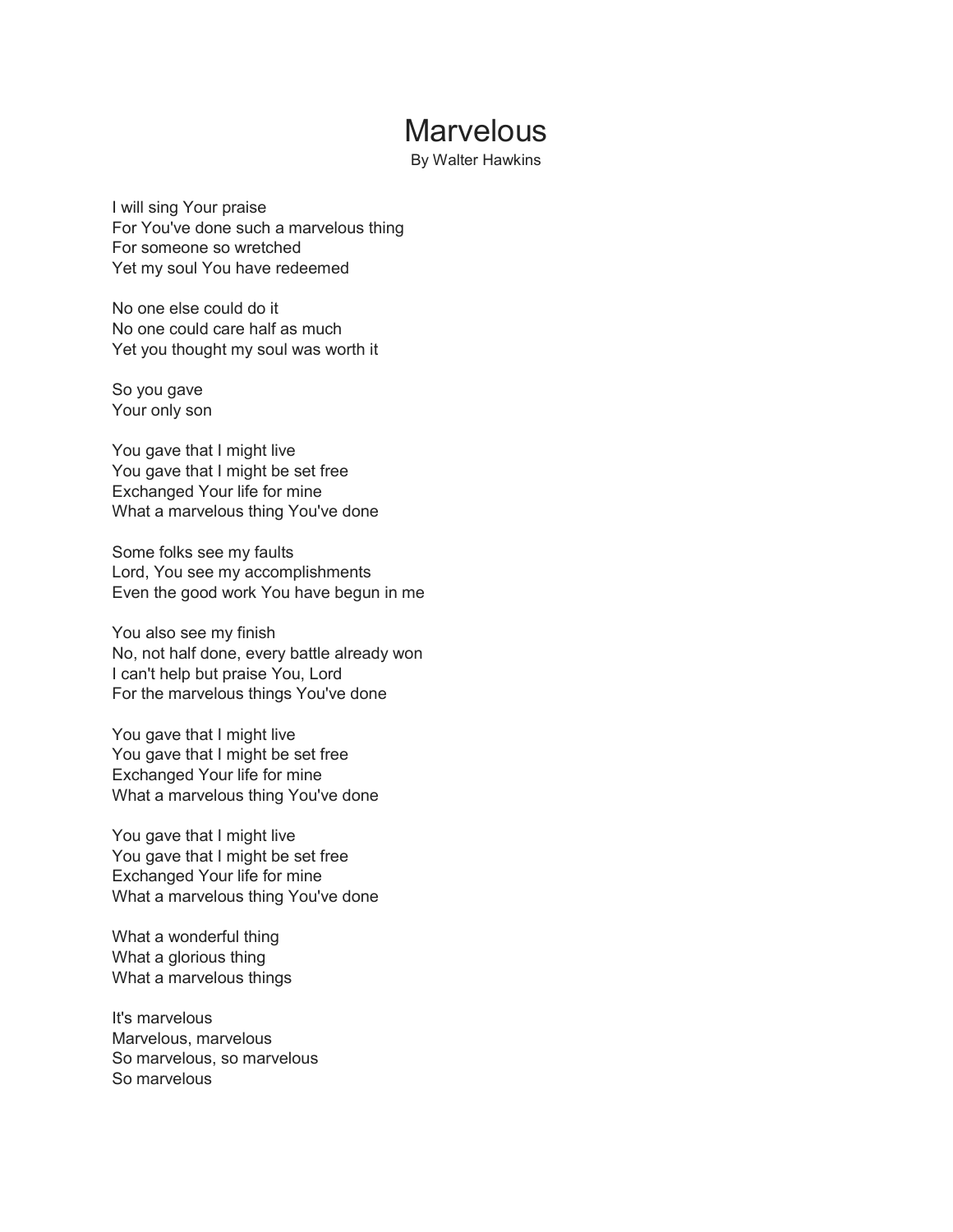# Marvelous

By Walter Hawkins

I will sing Your praise
For You've done such a marvelous thing
For someone so wretched
Yet my soul You have redeemed

No one else could do it
No one could care half as much
Yet you thought my soul was worth it

So you gave
Your only son

You gave that I might live
You gave that I might be set free
Exchanged Your life for mine
What a marvelous thing You've done

Some folks see my faults
Lord, You see my accomplishments
Even the good work You have begun in me

You also see my finish
No, not half done, every battle already won
I can't help but praise You, Lord
For the marvelous things You've done

You gave that I might live
You gave that I might be set free
Exchanged Your life for mine
What a marvelous thing You've done

You gave that I might live
You gave that I might be set free
Exchanged Your life for mine
What a marvelous thing You've done

What a wonderful thing
What a glorious thing
What a marvelous things

It's marvelous
Marvelous, marvelous
So marvelous, so marvelous
So marvelous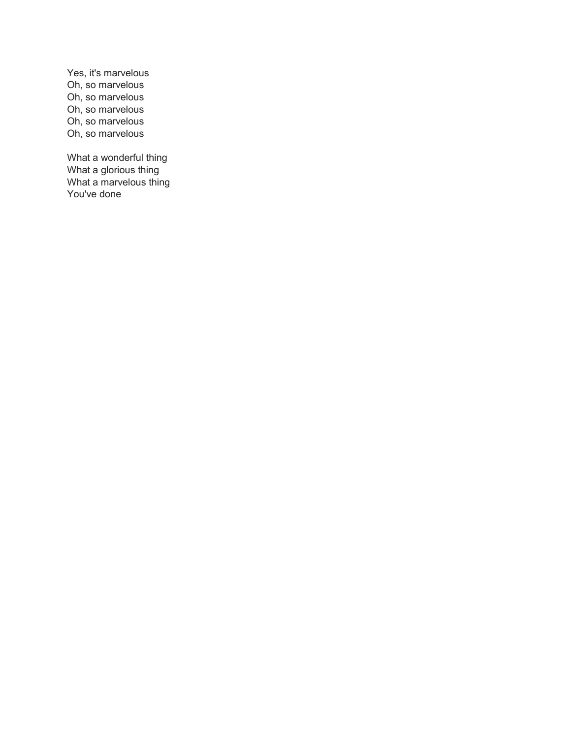Yes, it's marvelous
Oh, so marvelous
Oh, so marvelous
Oh, so marvelous
Oh, so marvelous
Oh, so marvelous

What a wonderful thing
What a glorious thing
What a marvelous thing
You've done